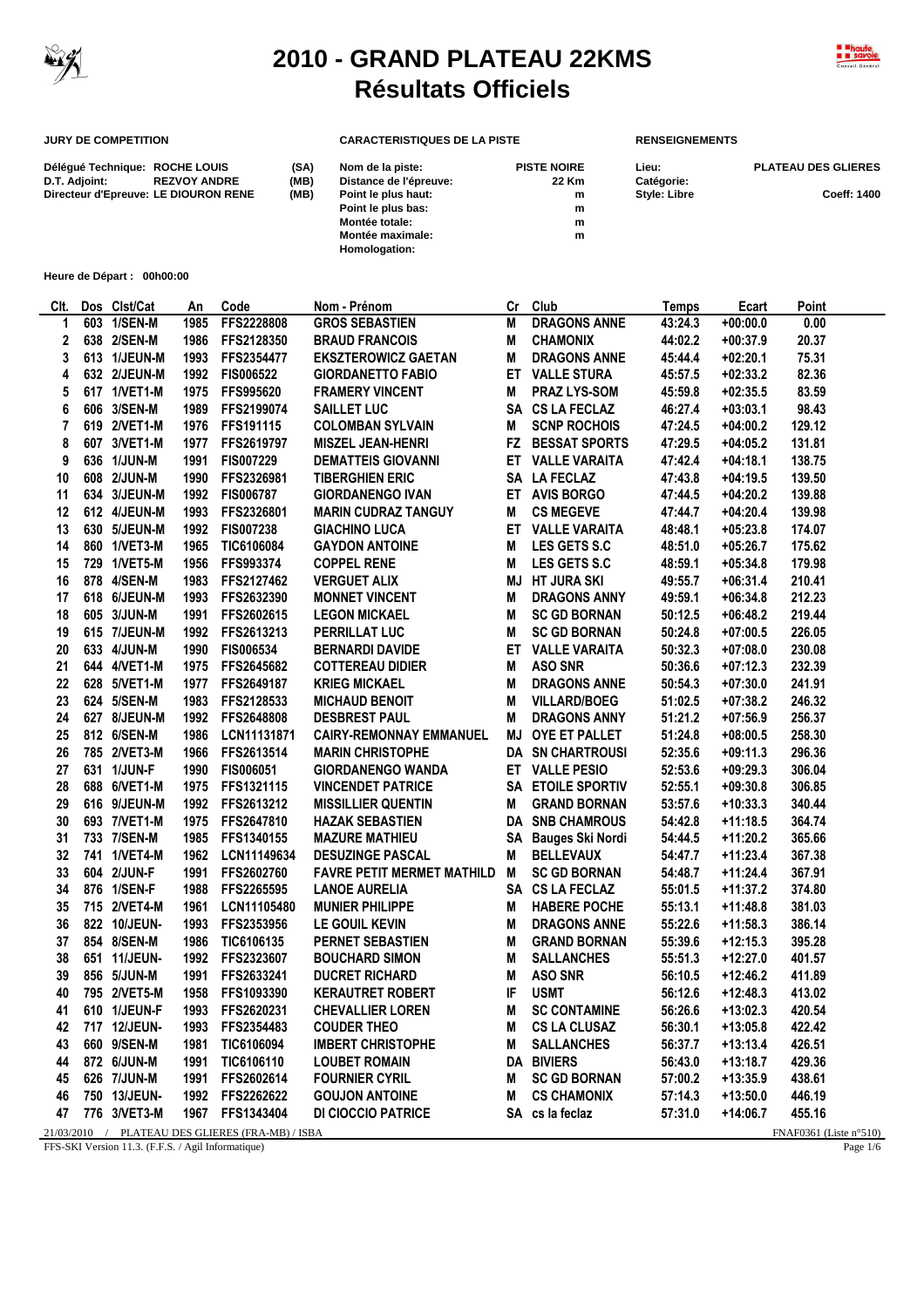# 2010 - GRAND PLATEAU 22KMS
## Résultats Officiels

**JURY DE COMPETITION**

| | | |
|---|---|---|
| Délégué Technique: | ROCHE LOUIS | (SA) |
| D.T. Adjoint: | REZVOY ANDRE | (MB) |
| Directeur d'Epreuve: | LE DIOURON RENE | (MB) |

**CARACTERISTIQUES DE LA PISTE**

| | |
|---|---|
| Nom de la piste: | PISTE NOIRE |
| Distance de l'épreuve: | 22 Km |
| Point le plus haut: | m |
| Point le plus bas: | m |
| Montée totale: | m |
| Montée maximale: | m |
| Homologation: | |

**RENSEIGNEMENTS**

| | |
|---|---|
| Lieu: | PLATEAU DES GLIERES |
| Catégorie: | |
| Style: Libre | Coeff: 1400 |

**Heure de Départ : 00h00:00**

| Clt. | Dos | Clst/Cat | An | Code | Nom - Prénom | Cr | Club | Temps | Ecart | Point |
|---|---|---|---|---|---|---|---|---|---|---|
| 1 | 603 | 1/SEN-M | 1985 | FFS2228808 | GROS SEBASTIEN | M | DRAGONS ANNE | 43:24.3 | +00:00.0 | 0.00 |
| 2 | 638 | 2/SEN-M | 1986 | FFS2128350 | BRAUD FRANCOIS | M | CHAMONIX | 44:02.2 | +00:37.9 | 20.37 |
| 3 | 613 | 1/JEUN-M | 1993 | FFS2354477 | EKSZTEROWICZ GAETAN | M | DRAGONS ANNE | 45:44.4 | +02:20.1 | 75.31 |
| 4 | 632 | 2/JEUN-M | 1992 | FIS006522 | GIORDANETTO FABIO | ET | VALLE STURA | 45:57.5 | +02:33.2 | 82.36 |
| 5 | 617 | 1/VET1-M | 1975 | FFS995620 | FRAMERY VINCENT | M | PRAZ LYS-SOM | 45:59.8 | +02:35.5 | 83.59 |
| 6 | 606 | 3/SEN-M | 1989 | FFS2199074 | SAILLET LUC | SA | CS LA FECLAZ | 46:27.4 | +03:03.1 | 98.43 |
| 7 | 619 | 2/VET1-M | 1976 | FFS191115 | COLOMBAN SYLVAIN | M | SCNP ROCHOIS | 47:24.5 | +04:00.2 | 129.12 |
| 8 | 607 | 3/VET1-M | 1977 | FFS2619797 | MISZEL JEAN-HENRI | FZ | BESSAT SPORTS | 47:29.5 | +04:05.2 | 131.81 |
| 9 | 636 | 1/JUN-M | 1991 | FIS007229 | DEMATTEIS GIOVANNI | ET | VALLE VARAITA | 47:42.4 | +04:18.1 | 138.75 |
| 10 | 608 | 2/JUN-M | 1990 | FFS2326981 | TIBERGHIEN ERIC | SA | LA FECLAZ | 47:43.8 | +04:19.5 | 139.50 |
| 11 | 634 | 3/JEUN-M | 1992 | FIS006787 | GIORDANENGO IVAN | ET | AVIS BORGO | 47:44.5 | +04:20.2 | 139.88 |
| 12 | 612 | 4/JEUN-M | 1993 | FFS2326801 | MARIN CUDRAZ TANGUY | M | CS MEGEVE | 47:44.7 | +04:20.4 | 139.98 |
| 13 | 630 | 5/JEUN-M | 1992 | FIS007238 | GIACHINO LUCA | ET | VALLE VARAITA | 48:48.1 | +05:23.8 | 174.07 |
| 14 | 860 | 1/VET3-M | 1965 | TIC6106084 | GAYDON ANTOINE | M | LES GETS S.C | 48:51.0 | +05:26.7 | 175.62 |
| 15 | 729 | 1/VET5-M | 1956 | FFS993374 | COPPEL RENE | M | LES GETS S.C | 48:59.1 | +05:34.8 | 179.98 |
| 16 | 878 | 4/SEN-M | 1983 | FFS2127462 | VERGUET ALIX | MJ | HT JURA SKI | 49:55.7 | +06:31.4 | 210.41 |
| 17 | 618 | 6/JEUN-M | 1993 | FFS2632390 | MONNET VINCENT | M | DRAGONS ANNY | 49:59.1 | +06:34.8 | 212.23 |
| 18 | 605 | 3/JUN-M | 1991 | FFS2602615 | LEGON MICKAEL | M | SC GD BORNAN | 50:12.5 | +06:48.2 | 219.44 |
| 19 | 615 | 7/JEUN-M | 1992 | FFS2613213 | PERRILLAT LUC | M | SC GD BORNAN | 50:24.8 | +07:00.5 | 226.05 |
| 20 | 633 | 4/JUN-M | 1990 | FIS006534 | BERNARDI DAVIDE | ET | VALLE VARAITA | 50:32.3 | +07:08.0 | 230.08 |
| 21 | 644 | 4/VET1-M | 1975 | FFS2645682 | COTTEREAU DIDIER | M | ASO SNR | 50:36.6 | +07:12.3 | 232.39 |
| 22 | 628 | 5/VET1-M | 1977 | FFS2649187 | KRIEG MICKAEL | M | DRAGONS ANNE | 50:54.3 | +07:30.0 | 241.91 |
| 23 | 624 | 5/SEN-M | 1983 | FFS2128533 | MICHAUD BENOIT | M | VILLARD/BOEG | 51:02.5 | +07:38.2 | 246.32 |
| 24 | 627 | 8/JEUN-M | 1992 | FFS2648808 | DESBREST PAUL | M | DRAGONS ANNY | 51:21.2 | +07:56.9 | 256.37 |
| 25 | 812 | 6/SEN-M | 1986 | LCN11131871 | CAIRY-REMONNAY EMMANUEL | MJ | OYE ET PALLET | 51:24.8 | +08:00.5 | 258.30 |
| 26 | 785 | 2/VET3-M | 1966 | FFS2613514 | MARIN CHRISTOPHE | DA | SN CHARTROUSI | 52:35.6 | +09:11.3 | 296.36 |
| 27 | 631 | 1/JUN-F | 1990 | FIS006051 | GIORDANENGO WANDA | ET | VALLE PESIO | 52:53.6 | +09:29.3 | 306.04 |
| 28 | 688 | 6/VET1-M | 1975 | FFS1321115 | VINCENDET PATRICE | SA | ETOILE SPORTIV | 52:55.1 | +09:30.8 | 306.85 |
| 29 | 616 | 9/JEUN-M | 1992 | FFS2613212 | MISSILLIER QUENTIN | M | GRAND BORNAN | 53:57.6 | +10:33.3 | 340.44 |
| 30 | 693 | 7/VET1-M | 1975 | FFS2647810 | HAZAK SEBASTIEN | DA | SNB CHAMROUS | 54:42.8 | +11:18.5 | 364.74 |
| 31 | 733 | 7/SEN-M | 1985 | FFS1340155 | MAZURE MATHIEU | SA | Bauges Ski Nordi | 54:44.5 | +11:20.2 | 365.66 |
| 32 | 741 | 1/VET4-M | 1962 | LCN11149634 | DESUZINGE PASCAL | M | BELLEVAUX | 54:47.7 | +11:23.4 | 367.38 |
| 33 | 604 | 2/JUN-F | 1991 | FFS2602760 | FAVRE PETIT MERMET MATHILD | M | SC GD BORNAN | 54:48.7 | +11:24.4 | 367.91 |
| 34 | 876 | 1/SEN-F | 1988 | FFS2265595 | LANOE AURELIA | SA | CS LA FECLAZ | 55:01.5 | +11:37.2 | 374.80 |
| 35 | 715 | 2/VET4-M | 1961 | LCN11105480 | MUNIER PHILIPPE | M | HABERE POCHE | 55:13.1 | +11:48.8 | 381.03 |
| 36 | 822 | 10/JEUN- | 1993 | FFS2353956 | LE GOUIL KEVIN | M | DRAGONS ANNE | 55:22.6 | +11:58.3 | 386.14 |
| 37 | 854 | 8/SEN-M | 1986 | TIC6106135 | PERNET SEBASTIEN | M | GRAND BORNAN | 55:39.6 | +12:15.3 | 395.28 |
| 38 | 651 | 11/JEUN- | 1992 | FFS2323607 | BOUCHARD SIMON | M | SALLANCHES | 55:51.3 | +12:27.0 | 401.57 |
| 39 | 856 | 5/JUN-M | 1991 | FFS2633241 | DUCRET RICHARD | M | ASO SNR | 56:10.5 | +12:46.2 | 411.89 |
| 40 | 795 | 2/VET5-M | 1958 | FFS1093390 | KERAUTRET ROBERT | IF | USMT | 56:12.6 | +12:48.3 | 413.02 |
| 41 | 610 | 1/JEUN-F | 1993 | FFS2620231 | CHEVALLIER LOREN | M | SC CONTAMINE | 56:26.6 | +13:02.3 | 420.54 |
| 42 | 717 | 12/JEUN- | 1993 | FFS2354483 | COUDER THEO | M | CS LA CLUSAZ | 56:30.1 | +13:05.8 | 422.42 |
| 43 | 660 | 9/SEN-M | 1981 | TIC6106094 | IMBERT CHRISTOPHE | M | SALLANCHES | 56:37.7 | +13:13.4 | 426.51 |
| 44 | 872 | 6/JUN-M | 1991 | TIC6106110 | LOUBET ROMAIN | DA | BIVIERS | 56:43.0 | +13:18.7 | 429.36 |
| 45 | 626 | 7/JUN-M | 1991 | FFS2602614 | FOURNIER CYRIL | M | SC GD BORNAN | 57:00.2 | +13:35.9 | 438.61 |
| 46 | 750 | 13/JEUN- | 1992 | FFS2262622 | GOUJON ANTOINE | M | CS CHAMONIX | 57:14.3 | +13:50.0 | 446.19 |
| 47 | 776 | 3/VET3-M | 1967 | FFS1343404 | DI CIOCCIO PATRICE | SA | cs la feclaz | 57:31.0 | +14:06.7 | 455.16 |

21/03/2010 / PLATEAU DES GLIERES (FRA-MB) / ISBA — FNAF0361 (Liste n°510)

FFS-SKI Version 11.3. (F.F.S. / Agil Informatique)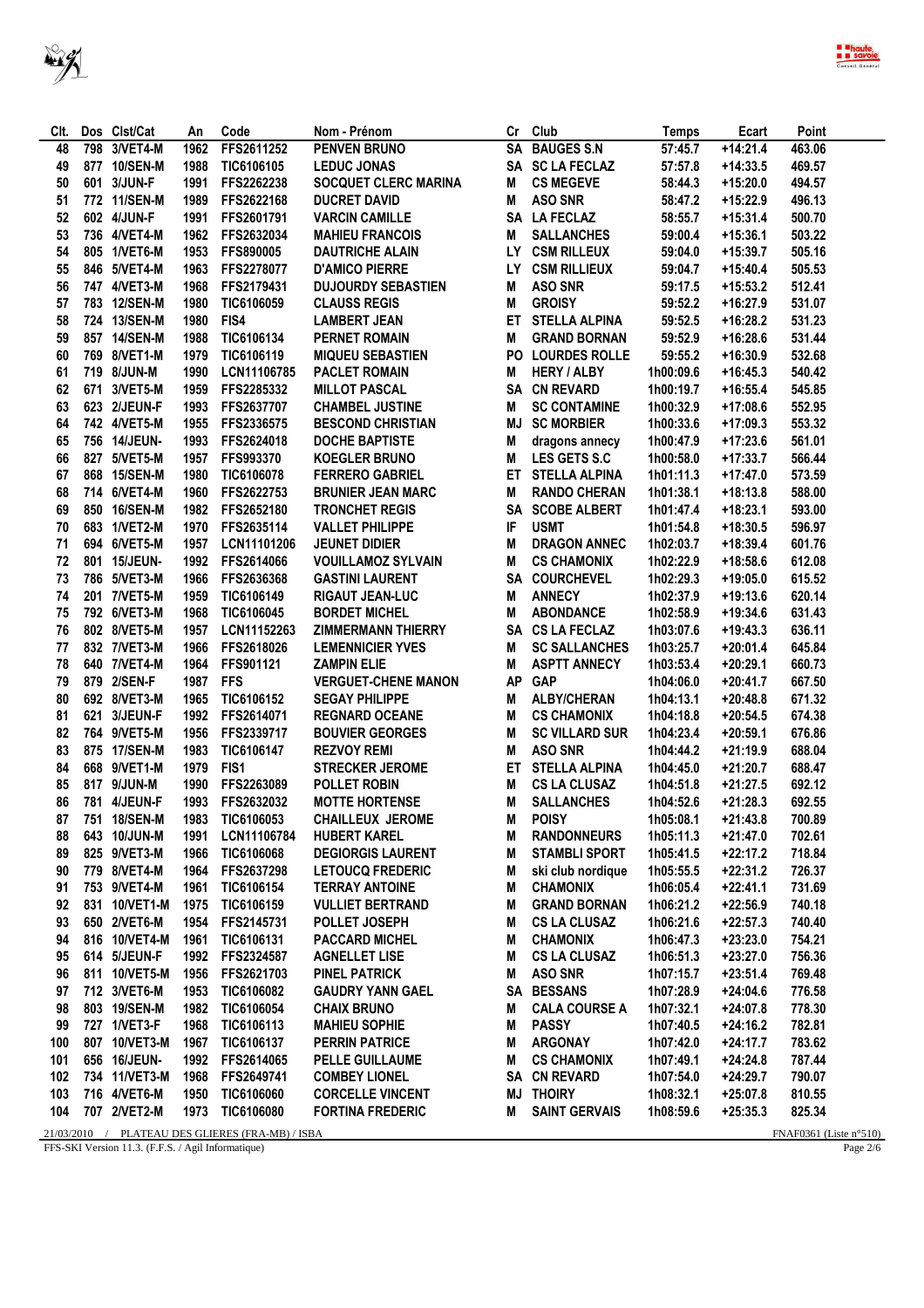| Clt. | Dos | Clst/Cat | An | Code | Nom - Prénom | Cr | Club | Temps | Ecart | Point |
|---|---|---|---|---|---|---|---|---|---|---|
| 48 | 798 | 3/VET4-M | 1962 | FFS2611252 | PENVEN BRUNO | SA | BAUGES S.N | 57:45.7 | +14:21.4 | 463.06 |
| 49 | 877 | 10/SEN-M | 1988 | TIC6106105 | LEDUC JONAS | SA | SC LA FECLAZ | 57:57.8 | +14:33.5 | 469.57 |
| 50 | 601 | 3/JUN-F | 1991 | FFS2262238 | SOCQUET CLERC MARINA | M | CS MEGEVE | 58:44.3 | +15:20.0 | 494.57 |
| 51 | 772 | 11/SEN-M | 1989 | FFS2622168 | DUCRET DAVID | M | ASO SNR | 58:47.2 | +15:22.9 | 496.13 |
| 52 | 602 | 4/JUN-F | 1991 | FFS2601791 | VARCIN CAMILLE | SA | LA FECLAZ | 58:55.7 | +15:31.4 | 500.70 |
| 53 | 736 | 4/VET4-M | 1962 | FFS2632034 | MAHIEU FRANCOIS | M | SALLANCHES | 59:00.4 | +15:36.1 | 503.22 |
| 54 | 805 | 1/VET6-M | 1953 | FFS890005 | DAUTRICHE ALAIN | LY | CSM RILLEUX | 59:04.0 | +15:39.7 | 505.16 |
| 55 | 846 | 5/VET4-M | 1963 | FFS2278077 | D'AMICO PIERRE | LY | CSM RILLIEUX | 59:04.7 | +15:40.4 | 505.53 |
| 56 | 747 | 4/VET3-M | 1968 | FFS2179431 | DUJOURDY SEBASTIEN | M | ASO SNR | 59:17.5 | +15:53.2 | 512.41 |
| 57 | 783 | 12/SEN-M | 1980 | TIC6106059 | CLAUSS REGIS | M | GROISY | 59:52.2 | +16:27.9 | 531.07 |
| 58 | 724 | 13/SEN-M | 1980 | FIS4 | LAMBERT JEAN | ET | STELLA ALPINA | 59:52.5 | +16:28.2 | 531.23 |
| 59 | 857 | 14/SEN-M | 1988 | TIC6106134 | PERNET ROMAIN | M | GRAND BORNAN | 59:52.9 | +16:28.6 | 531.44 |
| 60 | 769 | 8/VET1-M | 1979 | TIC6106119 | MIQUEU SEBASTIEN | PO | LOURDES ROLLE | 59:55.2 | +16:30.9 | 532.68 |
| 61 | 719 | 8/JUN-M | 1990 | LCN11106785 | PACLET ROMAIN | M | HERY / ALBY | 1h00:09.6 | +16:45.3 | 540.42 |
| 62 | 671 | 3/VET5-M | 1959 | FFS2285332 | MILLOT PASCAL | SA | CN REVARD | 1h00:19.7 | +16:55.4 | 545.85 |
| 63 | 623 | 2/JEUN-F | 1993 | FFS2637707 | CHAMBEL JUSTINE | M | SC CONTAMINE | 1h00:32.9 | +17:08.6 | 552.95 |
| 64 | 742 | 4/VET5-M | 1955 | FFS2336575 | BESCOND CHRISTIAN | MJ | SC MORBIER | 1h00:33.6 | +17:09.3 | 553.32 |
| 65 | 756 | 14/JEUN- | 1993 | FFS2624018 | DOCHE BAPTISTE | M | dragons annecy | 1h00:47.9 | +17:23.6 | 561.01 |
| 66 | 827 | 5/VET5-M | 1957 | FFS993370 | KOEGLER BRUNO | M | LES GETS S.C | 1h00:58.0 | +17:33.7 | 566.44 |
| 67 | 868 | 15/SEN-M | 1980 | TIC6106078 | FERRERO GABRIEL | ET | STELLA ALPINA | 1h01:11.3 | +17:47.0 | 573.59 |
| 68 | 714 | 6/VET4-M | 1960 | FFS2622753 | BRUNIER JEAN MARC | M | RANDO CHERAN | 1h01:38.1 | +18:13.8 | 588.00 |
| 69 | 850 | 16/SEN-M | 1982 | FFS2652180 | TRONCHET REGIS | SA | SCOBE ALBERT | 1h01:47.4 | +18:23.1 | 593.00 |
| 70 | 683 | 1/VET2-M | 1970 | FFS2635114 | VALLET PHILIPPE | IF | USMT | 1h01:54.8 | +18:30.5 | 596.97 |
| 71 | 694 | 6/VET5-M | 1957 | LCN11101206 | JEUNET DIDIER | M | DRAGON ANNEC | 1h02:03.7 | +18:39.4 | 601.76 |
| 72 | 801 | 15/JEUN- | 1992 | FFS2614066 | VOUILLAMOZ SYLVAIN | M | CS CHAMONIX | 1h02:22.9 | +18:58.6 | 612.08 |
| 73 | 786 | 5/VET3-M | 1966 | FFS2636368 | GASTINI LAURENT | SA | COURCHEVEL | 1h02:29.3 | +19:05.0 | 615.52 |
| 74 | 201 | 7/VET5-M | 1959 | TIC6106149 | RIGAUT JEAN-LUC | M | ANNECY | 1h02:37.9 | +19:13.6 | 620.14 |
| 75 | 792 | 6/VET3-M | 1968 | TIC6106045 | BORDET MICHEL | M | ABONDANCE | 1h02:58.9 | +19:34.6 | 631.43 |
| 76 | 802 | 8/VET5-M | 1957 | LCN11152263 | ZIMMERMANN THIERRY | SA | CS LA FECLAZ | 1h03:07.6 | +19:43.3 | 636.11 |
| 77 | 832 | 7/VET3-M | 1966 | FFS2618026 | LEMENNICIER YVES | M | SC SALLANCHES | 1h03:25.7 | +20:01.4 | 645.84 |
| 78 | 640 | 7/VET4-M | 1964 | FFS901121 | ZAMPIN ELIE | M | ASPTT ANNECY | 1h03:53.4 | +20:29.1 | 660.73 |
| 79 | 879 | 2/SEN-F | 1987 | FFS | VERGUET-CHENE MANON | AP | GAP | 1h04:06.0 | +20:41.7 | 667.50 |
| 80 | 692 | 8/VET3-M | 1965 | TIC6106152 | SEGAY PHILIPPE | M | ALBY/CHERAN | 1h04:13.1 | +20:48.8 | 671.32 |
| 81 | 621 | 3/JEUN-F | 1992 | FFS2614071 | REGNARD OCEANE | M | CS CHAMONIX | 1h04:18.8 | +20:54.5 | 674.38 |
| 82 | 764 | 9/VET5-M | 1956 | FFS2339717 | BOUVIER GEORGES | M | SC VILLARD SUR | 1h04:23.4 | +20:59.1 | 676.86 |
| 83 | 875 | 17/SEN-M | 1983 | TIC6106147 | REZVOY REMI | M | ASO SNR | 1h04:44.2 | +21:19.9 | 688.04 |
| 84 | 668 | 9/VET1-M | 1979 | FIS1 | STRECKER JEROME | ET | STELLA ALPINA | 1h04:45.0 | +21:20.7 | 688.47 |
| 85 | 817 | 9/JUN-M | 1990 | FFS2263089 | POLLET ROBIN | M | CS LA CLUSAZ | 1h04:51.8 | +21:27.5 | 692.12 |
| 86 | 781 | 4/JEUN-F | 1993 | FFS2632032 | MOTTE HORTENSE | M | SALLANCHES | 1h04:52.6 | +21:28.3 | 692.55 |
| 87 | 751 | 18/SEN-M | 1983 | TIC6106053 | CHAILLEUX JEROME | M | POISY | 1h05:08.1 | +21:43.8 | 700.89 |
| 88 | 643 | 10/JUN-M | 1991 | LCN11106784 | HUBERT KAREL | M | RANDONNEURS | 1h05:11.3 | +21:47.0 | 702.61 |
| 89 | 825 | 9/VET3-M | 1966 | TIC6106068 | DEGIORGIS LAURENT | M | STAMBLI SPORT | 1h05:41.5 | +22:17.2 | 718.84 |
| 90 | 779 | 8/VET4-M | 1964 | FFS2637298 | LETOUCQ FREDERIC | M | ski club nordique | 1h05:55.5 | +22:31.2 | 726.37 |
| 91 | 753 | 9/VET4-M | 1961 | TIC6106154 | TERRAY ANTOINE | M | CHAMONIX | 1h06:05.4 | +22:41.1 | 731.69 |
| 92 | 831 | 10/VET1-M | 1975 | TIC6106159 | VULLIET BERTRAND | M | GRAND BORNAN | 1h06:21.2 | +22:56.9 | 740.18 |
| 93 | 650 | 2/VET6-M | 1954 | FFS2145731 | POLLET JOSEPH | M | CS LA CLUSAZ | 1h06:21.6 | +22:57.3 | 740.40 |
| 94 | 816 | 10/VET4-M | 1961 | TIC6106131 | PACCARD MICHEL | M | CHAMONIX | 1h06:47.3 | +23:23.0 | 754.21 |
| 95 | 614 | 5/JEUN-F | 1992 | FFS2324587 | AGNELLET LISE | M | CS LA CLUSAZ | 1h06:51.3 | +23:27.0 | 756.36 |
| 96 | 811 | 10/VET5-M | 1956 | FFS2621703 | PINEL PATRICK | M | ASO SNR | 1h07:15.7 | +23:51.4 | 769.48 |
| 97 | 712 | 3/VET6-M | 1953 | TIC6106082 | GAUDRY YANN GAEL | SA | BESSANS | 1h07:28.9 | +24:04.6 | 776.58 |
| 98 | 803 | 19/SEN-M | 1982 | TIC6106054 | CHAIX BRUNO | M | CALA COURSE A | 1h07:32.1 | +24:07.8 | 778.30 |
| 99 | 727 | 1/VET3-F | 1968 | TIC6106113 | MAHIEU SOPHIE | M | PASSY | 1h07:40.5 | +24:16.2 | 782.81 |
| 100 | 807 | 10/VET3-M | 1967 | TIC6106137 | PERRIN PATRICE | M | ARGONAY | 1h07:42.0 | +24:17.7 | 783.62 |
| 101 | 656 | 16/JEUN- | 1992 | FFS2614065 | PELLE GUILLAUME | M | CS CHAMONIX | 1h07:49.1 | +24:24.8 | 787.44 |
| 102 | 734 | 11/VET3-M | 1968 | FFS2649741 | COMBEY LIONEL | SA | CN REVARD | 1h07:54.0 | +24:29.7 | 790.07 |
| 103 | 716 | 4/VET6-M | 1950 | TIC6106060 | CORCELLE VINCENT | MJ | THOIRY | 1h08:32.1 | +25:07.8 | 810.55 |
| 104 | 707 | 2/VET2-M | 1973 | TIC6106080 | FORTINA FREDERIC | M | SAINT GERVAIS | 1h08:59.6 | +25:35.3 | 825.34 |

21/03/2010 / PLATEAU DES GLIERES (FRA-MB) / ISBA — FNAF0361 (Liste n°510)

FFS-SKI Version 11.3. (F.F.S. / Agil Informatique)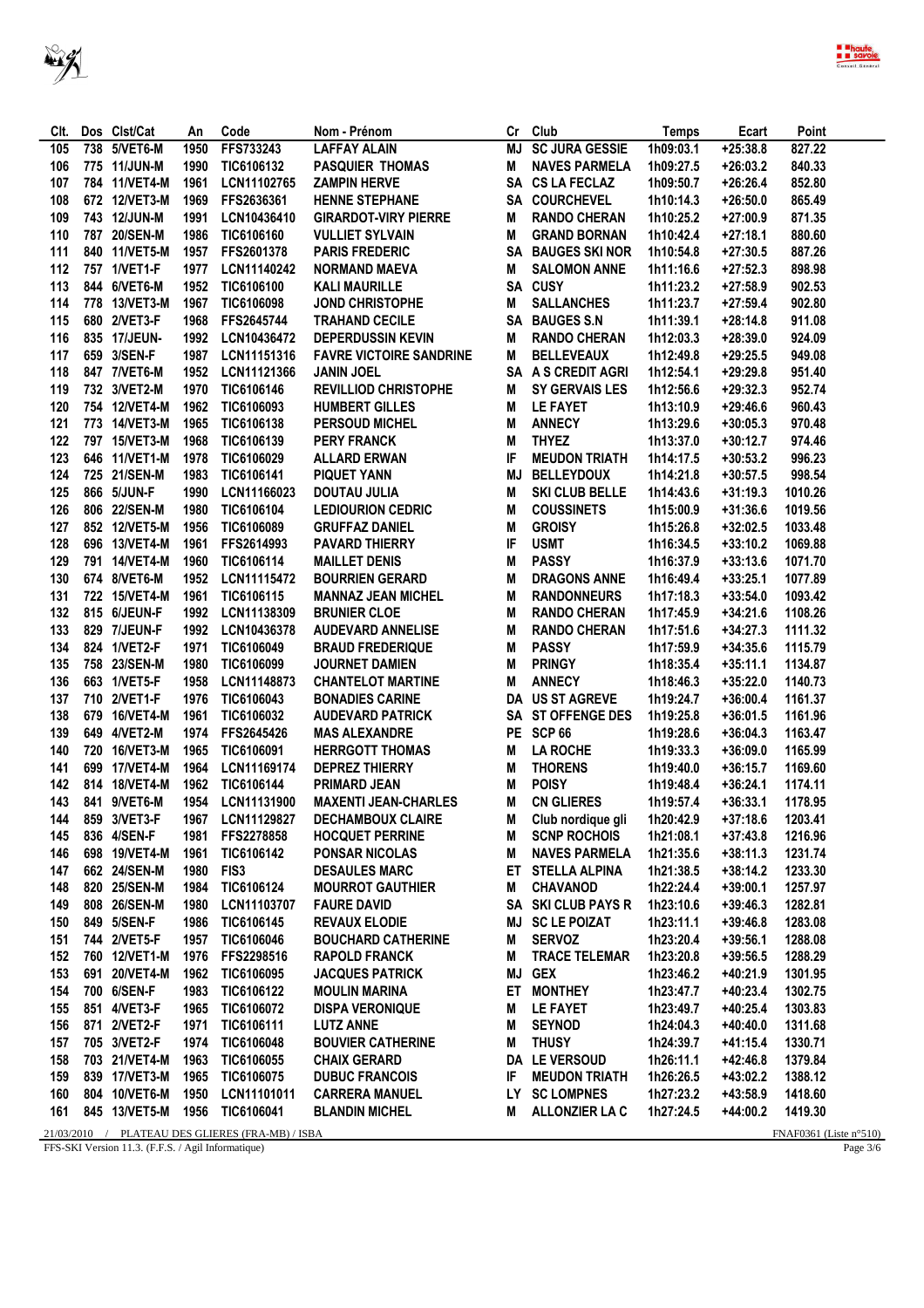| Clt. | Dos | Clst/Cat | An | Code | Nom - Prénom | Cr | Club | Temps | Ecart | Point |
|---|---|---|---|---|---|---|---|---|---|---|
| 105 | 738 | 5/VET6-M | 1950 | FFS733243 | LAFFAY ALAIN | MJ | SC JURA GESSIE | 1h09:03.1 | +25:38.8 | 827.22 |
| 106 | 775 | 11/JUN-M | 1990 | TIC6106132 | PASQUIER THOMAS | M | NAVES PARMELA | 1h09:27.5 | +26:03.2 | 840.33 |
| 107 | 784 | 11/VET4-M | 1961 | LCN11102765 | ZAMPIN HERVE | SA | CS LA FECLAZ | 1h09:50.7 | +26:26.4 | 852.80 |
| 108 | 672 | 12/VET3-M | 1969 | FFS2636361 | HENNE STEPHANE | SA | COURCHEVEL | 1h10:14.3 | +26:50.0 | 865.49 |
| 109 | 743 | 12/JUN-M | 1991 | LCN10436410 | GIRARDOT-VIRY PIERRE | M | RANDO CHERAN | 1h10:25.2 | +27:00.9 | 871.35 |
| 110 | 787 | 20/SEN-M | 1986 | TIC6106160 | VULLIET SYLVAIN | M | GRAND BORNAN | 1h10:42.4 | +27:18.1 | 880.60 |
| 111 | 840 | 11/VET5-M | 1957 | FFS2601378 | PARIS FREDERIC | SA | BAUGES SKI NOR | 1h10:54.8 | +27:30.5 | 887.26 |
| 112 | 757 | 1/VET1-F | 1977 | LCN11140242 | NORMAND MAEVA | M | SALOMON ANNE | 1h11:16.6 | +27:52.3 | 898.98 |
| 113 | 844 | 6/VET6-M | 1952 | TIC6106100 | KALI MAURILLE | SA | CUSY | 1h11:23.2 | +27:58.9 | 902.53 |
| 114 | 778 | 13/VET3-M | 1967 | TIC6106098 | JOND CHRISTOPHE | M | SALLANCHES | 1h11:23.7 | +27:59.4 | 902.80 |
| 115 | 680 | 2/VET3-F | 1968 | FFS2645744 | TRAHAND CECILE | SA | BAUGES S.N | 1h11:39.1 | +28:14.8 | 911.08 |
| 116 | 835 | 17/JEUN- | 1992 | LCN10436472 | DEPERDUSSIN KEVIN | M | RANDO CHERAN | 1h12:03.3 | +28:39.0 | 924.09 |
| 117 | 659 | 3/SEN-F | 1987 | LCN11151316 | FAVRE VICTOIRE SANDRINE | M | BELLEVEAUX | 1h12:49.8 | +29:25.5 | 949.08 |
| 118 | 847 | 7/VET6-M | 1952 | LCN11121366 | JANIN JOEL | SA | A S CREDIT AGRI | 1h12:54.1 | +29:29.8 | 951.40 |
| 119 | 732 | 3/VET2-M | 1970 | TIC6106146 | REVILLIOD CHRISTOPHE | M | SY GERVAIS LES | 1h12:56.6 | +29:32.3 | 952.74 |
| 120 | 754 | 12/VET4-M | 1962 | TIC6106093 | HUMBERT GILLES | M | LE FAYET | 1h13:10.9 | +29:46.6 | 960.43 |
| 121 | 773 | 14/VET3-M | 1965 | TIC6106138 | PERSOUD MICHEL | M | ANNECY | 1h13:29.6 | +30:05.3 | 970.48 |
| 122 | 797 | 15/VET3-M | 1968 | TIC6106139 | PERY FRANCK | M | THYEZ | 1h13:37.0 | +30:12.7 | 974.46 |
| 123 | 646 | 11/VET1-M | 1978 | TIC6106029 | ALLARD ERWAN | IF | MEUDON TRIATH | 1h14:17.5 | +30:53.2 | 996.23 |
| 124 | 725 | 21/SEN-M | 1983 | TIC6106141 | PIQUET YANN | MJ | BELLEYDOUX | 1h14:21.8 | +30:57.5 | 998.54 |
| 125 | 866 | 5/JUN-F | 1990 | LCN11166023 | DOUTAU JULIA | M | SKI CLUB BELLE | 1h14:43.6 | +31:19.3 | 1010.26 |
| 126 | 806 | 22/SEN-M | 1980 | TIC6106104 | LEDIOURION CEDRIC | M | COUSSINETS | 1h15:00.9 | +31:36.6 | 1019.56 |
| 127 | 852 | 12/VET5-M | 1956 | TIC6106089 | GRUFFAZ DANIEL | M | GROISY | 1h15:26.8 | +32:02.5 | 1033.48 |
| 128 | 696 | 13/VET4-M | 1961 | FFS2614993 | PAVARD THIERRY | IF | USMT | 1h16:34.5 | +33:10.2 | 1069.88 |
| 129 | 791 | 14/VET4-M | 1960 | TIC6106114 | MAILLET DENIS | M | PASSY | 1h16:37.9 | +33:13.6 | 1071.70 |
| 130 | 674 | 8/VET6-M | 1952 | LCN11115472 | BOURRIEN GERARD | M | DRAGONS ANNE | 1h16:49.4 | +33:25.1 | 1077.89 |
| 131 | 722 | 15/VET4-M | 1961 | TIC6106115 | MANNAZ JEAN MICHEL | M | RANDONNEURS | 1h17:18.3 | +33:54.0 | 1093.42 |
| 132 | 815 | 6/JEUN-F | 1992 | LCN11138309 | BRUNIER CLOE | M | RANDO CHERAN | 1h17:45.9 | +34:21.6 | 1108.26 |
| 133 | 829 | 7/JEUN-F | 1992 | LCN10436378 | AUDEVARD ANNELISE | M | RANDO CHERAN | 1h17:51.6 | +34:27.3 | 1111.32 |
| 134 | 824 | 1/VET2-F | 1971 | TIC6106049 | BRAUD FREDERIQUE | M | PASSY | 1h17:59.9 | +34:35.6 | 1115.79 |
| 135 | 758 | 23/SEN-M | 1980 | TIC6106099 | JOURNET DAMIEN | M | PRINGY | 1h18:35.4 | +35:11.1 | 1134.87 |
| 136 | 663 | 1/VET5-F | 1958 | LCN11148873 | CHANTELOT MARTINE | M | ANNECY | 1h18:46.3 | +35:22.0 | 1140.73 |
| 137 | 710 | 2/VET1-F | 1976 | TIC6106043 | BONADIES CARINE | DA | US ST AGREVE | 1h19:24.7 | +36:00.4 | 1161.37 |
| 138 | 679 | 16/VET4-M | 1961 | TIC6106032 | AUDEVARD PATRICK | SA | ST OFFENGE DES | 1h19:25.8 | +36:01.5 | 1161.96 |
| 139 | 649 | 4/VET2-M | 1974 | FFS2645426 | MAS ALEXANDRE | PE | SCP 66 | 1h19:28.6 | +36:04.3 | 1163.47 |
| 140 | 720 | 16/VET3-M | 1965 | TIC6106091 | HERRGOTT THOMAS | M | LA ROCHE | 1h19:33.3 | +36:09.0 | 1165.99 |
| 141 | 699 | 17/VET4-M | 1964 | LCN11169174 | DEPREZ THIERRY | M | THORENS | 1h19:40.0 | +36:15.7 | 1169.60 |
| 142 | 814 | 18/VET4-M | 1962 | TIC6106144 | PRIMARD JEAN | M | POISY | 1h19:48.4 | +36:24.1 | 1174.11 |
| 143 | 841 | 9/VET6-M | 1954 | LCN11131900 | MAXENTI JEAN-CHARLES | M | CN GLIERES | 1h19:57.4 | +36:33.1 | 1178.95 |
| 144 | 859 | 3/VET3-F | 1967 | LCN11129827 | DECHAMBOUX CLAIRE | M | Club nordique gli | 1h20:42.9 | +37:18.6 | 1203.41 |
| 145 | 836 | 4/SEN-F | 1981 | FFS2278858 | HOCQUET PERRINE | M | SCNP ROCHOIS | 1h21:08.1 | +37:43.8 | 1216.96 |
| 146 | 698 | 19/VET4-M | 1961 | TIC6106142 | PONSAR NICOLAS | M | NAVES PARMELA | 1h21:35.6 | +38:11.3 | 1231.74 |
| 147 | 662 | 24/SEN-M | 1980 | FIS3 | DESAULES MARC | ET | STELLA ALPINA | 1h21:38.5 | +38:14.2 | 1233.30 |
| 148 | 820 | 25/SEN-M | 1984 | TIC6106124 | MOURROT GAUTHIER | M | CHAVANOD | 1h22:24.4 | +39:00.1 | 1257.97 |
| 149 | 808 | 26/SEN-M | 1980 | LCN11103707 | FAURE DAVID | SA | SKI CLUB PAYS R | 1h23:10.6 | +39:46.3 | 1282.81 |
| 150 | 849 | 5/SEN-F | 1986 | TIC6106145 | REVAUX ELODIE | MJ | SC LE POIZAT | 1h23:11.1 | +39:46.8 | 1283.08 |
| 151 | 744 | 2/VET5-F | 1957 | TIC6106046 | BOUCHARD CATHERINE | M | SERVOZ | 1h23:20.4 | +39:56.1 | 1288.08 |
| 152 | 760 | 12/VET1-M | 1976 | FFS2298516 | RAPOLD FRANCK | M | TRACE TELEMAR | 1h23:20.8 | +39:56.5 | 1288.29 |
| 153 | 691 | 20/VET4-M | 1962 | TIC6106095 | JACQUES PATRICK | MJ | GEX | 1h23:46.2 | +40:21.9 | 1301.95 |
| 154 | 700 | 6/SEN-F | 1983 | TIC6106122 | MOULIN MARINA | ET | MONTHEY | 1h23:47.7 | +40:23.4 | 1302.75 |
| 155 | 851 | 4/VET3-F | 1965 | TIC6106072 | DISPA VERONIQUE | M | LE FAYET | 1h23:49.7 | +40:25.4 | 1303.83 |
| 156 | 871 | 2/VET2-F | 1971 | TIC6106111 | LUTZ ANNE | M | SEYNOD | 1h24:04.3 | +40:40.0 | 1311.68 |
| 157 | 705 | 3/VET2-F | 1974 | TIC6106048 | BOUVIER CATHERINE | M | THUSY | 1h24:39.7 | +41:15.4 | 1330.71 |
| 158 | 703 | 21/VET4-M | 1963 | TIC6106055 | CHAIX GERARD | DA | LE VERSOUD | 1h26:11.1 | +42:46.8 | 1379.84 |
| 159 | 839 | 17/VET3-M | 1965 | TIC6106075 | DUBUC FRANCOIS | IF | MEUDON TRIATH | 1h26:26.5 | +43:02.2 | 1388.12 |
| 160 | 804 | 10/VET6-M | 1950 | LCN11101011 | CARRERA MANUEL | LY | SC LOMPNES | 1h27:23.2 | +43:58.9 | 1418.60 |
| 161 | 845 | 13/VET5-M | 1956 | TIC6106041 | BLANDIN MICHEL | M | ALLONZIER LA C | 1h27:24.5 | +44:00.2 | 1419.30 |

21/03/2010 / PLATEAU DES GLIERES (FRA-MB) / ISBA — FNAF0361 (Liste n°510)

FFS-SKI Version 11.3. (F.F.S. / Agil Informatique)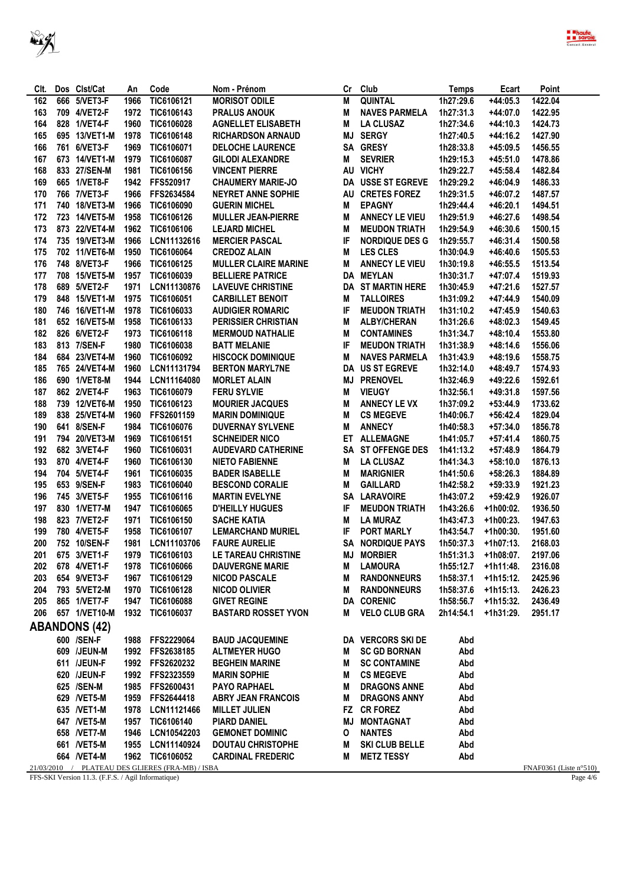| Clt. | Dos | Clst/Cat | An | Code | Nom - Prénom | Cr | Club | Temps | Ecart | Point |
|---|---|---|---|---|---|---|---|---|---|---|
| 162 | 666 | 5/VET3-F | 1966 | TIC6106121 | MORISOT ODILE | M | QUINTAL | 1h27:29.6 | +44:05.3 | 1422.04 |
| 163 | 709 | 4/VET2-F | 1972 | TIC6106143 | PRALUS ANOUK | M | NAVES PARMELA | 1h27:31.3 | +44:07.0 | 1422.95 |
| 164 | 828 | 1/VET4-F | 1960 | TIC6106028 | AGNELLET ELISABETH | M | LA CLUSAZ | 1h27:34.6 | +44:10.3 | 1424.73 |
| 165 | 695 | 13/VET1-M | 1978 | TIC6106148 | RICHARDSON ARNAUD | MJ | SERGY | 1h27:40.5 | +44:16.2 | 1427.90 |
| 166 | 761 | 6/VET3-F | 1969 | TIC6106071 | DELOCHE LAURENCE | SA | GRESY | 1h28:33.8 | +45:09.5 | 1456.55 |
| 167 | 673 | 14/VET1-M | 1979 | TIC6106087 | GILODI ALEXANDRE | M | SEVRIER | 1h29:15.3 | +45:51.0 | 1478.86 |
| 168 | 833 | 27/SEN-M | 1981 | TIC6106156 | VINCENT PIERRE | AU | VICHY | 1h29:22.7 | +45:58.4 | 1482.84 |
| 169 | 665 | 1/VET8-F | 1942 | FFS520917 | CHAUMERY MARIE-JO | DA | USSE ST EGREVE | 1h29:29.2 | +46:04.9 | 1486.33 |
| 170 | 766 | 7/VET3-F | 1966 | FFS2634584 | NEYRET ANNE SOPHIE | AU | CRETES FOREZ | 1h29:31.5 | +46:07.2 | 1487.57 |
| 171 | 740 | 18/VET3-M | 1966 | TIC6106090 | GUERIN MICHEL | M | EPAGNY | 1h29:44.4 | +46:20.1 | 1494.51 |
| 172 | 723 | 14/VET5-M | 1958 | TIC6106126 | MULLER JEAN-PIERRE | M | ANNECY LE VIEU | 1h29:51.9 | +46:27.6 | 1498.54 |
| 173 | 873 | 22/VET4-M | 1962 | TIC6106106 | LEJARD MICHEL | M | MEUDON TRIATH | 1h29:54.9 | +46:30.6 | 1500.15 |
| 174 | 735 | 19/VET3-M | 1966 | LCN11132616 | MERCIER PASCAL | IF | NORDIQUE DES G | 1h29:55.7 | +46:31.4 | 1500.58 |
| 175 | 702 | 11/VET6-M | 1950 | TIC6106064 | CREDOZ ALAIN | M | LES CLES | 1h30:04.9 | +46:40.6 | 1505.53 |
| 176 | 748 | 8/VET3-F | 1966 | TIC6106125 | MULLER CLAIRE MARINE | M | ANNECY LE VIEU | 1h30:19.8 | +46:55.5 | 1513.54 |
| 177 | 708 | 15/VET5-M | 1957 | TIC6106039 | BELLIERE PATRICE | DA | MEYLAN | 1h30:31.7 | +47:07.4 | 1519.93 |
| 178 | 689 | 5/VET2-F | 1971 | LCN11130876 | LAVEUVE CHRISTINE | DA | ST MARTIN HERE | 1h30:45.9 | +47:21.6 | 1527.57 |
| 179 | 848 | 15/VET1-M | 1975 | TIC6106051 | CARBILLET BENOIT | M | TALLOIRES | 1h31:09.2 | +47:44.9 | 1540.09 |
| 180 | 746 | 16/VET1-M | 1978 | TIC6106033 | AUDIGIER ROMARIC | IF | MEUDON TRIATH | 1h31:10.2 | +47:45.9 | 1540.63 |
| 181 | 652 | 16/VET5-M | 1958 | TIC6106133 | PERISSIER CHRISTIAN | M | ALBY/CHERAN | 1h31:26.6 | +48:02.3 | 1549.45 |
| 182 | 826 | 6/VET2-F | 1973 | TIC6106118 | MERMOUD NATHALIE | M | CONTAMINES | 1h31:34.7 | +48:10.4 | 1553.80 |
| 183 | 813 | 7/SEN-F | 1980 | TIC6106038 | BATT MELANIE | IF | MEUDON TRIATH | 1h31:38.9 | +48:14.6 | 1556.06 |
| 184 | 684 | 23/VET4-M | 1960 | TIC6106092 | HISCOCK DOMINIQUE | M | NAVES PARMELA | 1h31:43.9 | +48:19.6 | 1558.75 |
| 185 | 765 | 24/VET4-M | 1960 | LCN11131794 | BERTON MARYL7NE | DA | US ST EGREVE | 1h32:14.0 | +48:49.7 | 1574.93 |
| 186 | 690 | 1/VET8-M | 1944 | LCN11164080 | MORLET ALAIN | MJ | PRENOVEL | 1h32:46.9 | +49:22.6 | 1592.61 |
| 187 | 862 | 2/VET4-F | 1963 | TIC6106079 | FERU SYLVIE | M | VIEUGY | 1h32:56.1 | +49:31.8 | 1597.56 |
| 188 | 739 | 12/VET6-M | 1950 | TIC6106123 | MOURIER JACQUES | M | ANNECY LE VX | 1h37:09.2 | +53:44.9 | 1733.62 |
| 189 | 838 | 25/VET4-M | 1960 | FFS2601159 | MARIN DOMINIQUE | M | CS MEGEVE | 1h40:06.7 | +56:42.4 | 1829.04 |
| 190 | 641 | 8/SEN-F | 1984 | TIC6106076 | DUVERNAY SYLVENE | M | ANNECY | 1h40:58.3 | +57:34.0 | 1856.78 |
| 191 | 794 | 20/VET3-M | 1969 | TIC6106151 | SCHNEIDER NICO | ET | ALLEMAGNE | 1h41:05.7 | +57:41.4 | 1860.75 |
| 192 | 682 | 3/VET4-F | 1960 | TIC6106031 | AUDEVARD CATHERINE | SA | ST OFFENGE DES | 1h41:13.2 | +57:48.9 | 1864.79 |
| 193 | 870 | 4/VET4-F | 1960 | TIC6106130 | NIETO FABIENNE | M | LA CLUSAZ | 1h41:34.3 | +58:10.0 | 1876.13 |
| 194 | 704 | 5/VET4-F | 1961 | TIC6106035 | BADER ISABELLE | M | MARIGNIER | 1h41:50.6 | +58:26.3 | 1884.89 |
| 195 | 653 | 9/SEN-F | 1983 | TIC6106040 | BESCOND CORALIE | M | GAILLARD | 1h42:58.2 | +59:33.9 | 1921.23 |
| 196 | 745 | 3/VET5-F | 1955 | TIC6106116 | MARTIN EVELYNE | SA | LARAVOIRE | 1h43:07.2 | +59:42.9 | 1926.07 |
| 197 | 830 | 1/VET7-M | 1947 | TIC6106065 | D'HEILLY HUGUES | IF | MEUDON TRIATH | 1h43:26.6 | +1h00:02. | 1936.50 |
| 198 | 823 | 7/VET2-F | 1971 | TIC6106150 | SACHE KATIA | M | LA MURAZ | 1h43:47.3 | +1h00:23. | 1947.63 |
| 199 | 780 | 4/VET5-F | 1958 | TIC6106107 | LEMARCHAND MURIEL | IF | PORT MARLY | 1h43:54.7 | +1h00:30. | 1951.60 |
| 200 | 752 | 10/SEN-F | 1981 | LCN11103706 | FAURE AURELIE | SA | NORDIQUE PAYS | 1h50:37.3 | +1h07:13. | 2168.03 |
| 201 | 675 | 3/VET1-F | 1979 | TIC6106103 | LE TAREAU CHRISTINE | MJ | MORBIER | 1h51:31.3 | +1h08:07. | 2197.06 |
| 202 | 678 | 4/VET1-F | 1978 | TIC6106066 | DAUVERGNE MARIE | M | LAMOURA | 1h55:12.7 | +1h11:48. | 2316.08 |
| 203 | 654 | 9/VET3-F | 1967 | TIC6106129 | NICOD PASCALE | M | RANDONNEURS | 1h58:37.1 | +1h15:12. | 2425.96 |
| 204 | 793 | 5/VET2-M | 1970 | TIC6106128 | NICOD OLIVIER | M | RANDONNEURS | 1h58:37.6 | +1h15:13. | 2426.23 |
| 205 | 865 | 1/VET7-F | 1947 | TIC6106088 | GIVET REGINE | DA | CORENIC | 1h58:56.7 | +1h15:32. | 2436.49 |
| 206 | 657 | 1/VET10-M | 1932 | TIC6106037 | BASTARD ROSSET YVON | M | VELO CLUB GRA | 2h14:54.1 | +1h31:29. | 2951.17 |

## ABANDONS (42)

| Clt. | Dos | Clst/Cat | An | Code | Nom - Prénom | Cr | Club | Temps | Ecart | Point |
|---|---|---|---|---|---|---|---|---|---|---|
| | 600 | /SEN-F | 1988 | FFS2229064 | BAUD JACQUEMINE | DA | VERCORS SKI DE | Abd | | |
| | 609 | /JEUN-M | 1992 | FFS2638185 | ALTMEYER HUGO | M | SC GD BORNAN | Abd | | |
| | 611 | /JEUN-F | 1992 | FFS2620232 | BEGHEIN MARINE | M | SC CONTAMINE | Abd | | |
| | 620 | /JEUN-F | 1992 | FFS2323559 | MARIN SOPHIE | M | CS MEGEVE | Abd | | |
| | 625 | /SEN-M | 1985 | FFS2600431 | PAYO RAPHAEL | M | DRAGONS ANNE | Abd | | |
| | 629 | /VET5-M | 1959 | FFS2644418 | ABRY JEAN FRANCOIS | M | DRAGONS ANNY | Abd | | |
| | 635 | /VET1-M | 1978 | LCN11121466 | MILLET JULIEN | FZ | CR FOREZ | Abd | | |
| | 647 | /VET5-M | 1957 | TIC6106140 | PIARD DANIEL | MJ | MONTAGNAT | Abd | | |
| | 658 | /VET7-M | 1946 | LCN10542203 | GEMONET DOMINIC | O | NANTES | Abd | | |
| | 661 | /VET5-M | 1955 | LCN11140924 | DOUTAU CHRISTOPHE | M | SKI CLUB BELLE | Abd | | |
| | 664 | /VET4-M | 1962 | TIC6106052 | CARDINAL FREDERIC | M | METZ TESSY | Abd | | |

21/03/2010 / PLATEAU DES GLIERES (FRA-MB) / ISBA — FNAF0361 (Liste n°510)

FFS-SKI Version 11.3. (F.F.S. / Agil Informatique)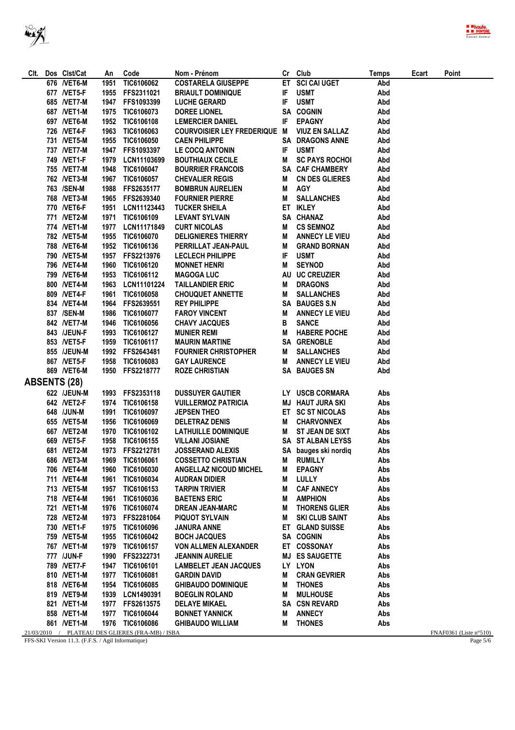| Clt. | Dos | Clst/Cat | An | Code | Nom - Prénom | Cr | Club | Temps | Ecart | Point |
|---|---|---|---|---|---|---|---|---|---|---|
| | 676 | /VET6-M | 1951 | TIC6106062 | COSTARELA GIUSEPPE | ET | SCI CAI UGET | Abd | | |
| | 677 | /VET5-F | 1955 | FFS2311021 | BRIAULT DOMINIQUE | IF | USMT | Abd | | |
| | 685 | /VET7-M | 1947 | FFS1093399 | LUCHE GERARD | IF | USMT | Abd | | |
| | 687 | /VET1-M | 1975 | TIC6106073 | DOREE LIONEL | SA | COGNIN | Abd | | |
| | 697 | /VET6-M | 1952 | TIC6106108 | LEMERCIER DANIEL | IF | EPAGNY | Abd | | |
| | 726 | /VET4-F | 1963 | TIC6106063 | COURVOISIER LEY FREDERIQUE | M | VIUZ EN SALLAZ | Abd | | |
| | 731 | /VET5-M | 1955 | TIC6106050 | CAEN PHILIPPE | SA | DRAGONS ANNE | Abd | | |
| | 737 | /VET7-M | 1947 | FFS1093397 | LE COCQ ANTONIN | IF | USMT | Abd | | |
| | 749 | /VET1-F | 1979 | LCN11103699 | BOUTHIAUX CECILE | M | SC PAYS ROCHOI | Abd | | |
| | 755 | /VET7-M | 1948 | TIC6106047 | BOURRIER FRANCOIS | SA | CAF CHAMBERY | Abd | | |
| | 762 | /VET3-M | 1967 | TIC6106057 | CHEVALIER REGIS | M | CN DES GLIERES | Abd | | |
| | 763 | /SEN-M | 1988 | FFS2635177 | BOMBRUN AURELIEN | M | AGY | Abd | | |
| | 768 | /VET3-M | 1965 | FFS2639340 | FOURNIER PIERRE | M | SALLANCHES | Abd | | |
| | 770 | /VET6-F | 1951 | LCN11123443 | TUCKER SHEILA | ET | IKLEY | Abd | | |
| | 771 | /VET2-M | 1971 | TIC6106109 | LEVANT SYLVAIN | SA | CHANAZ | Abd | | |
| | 774 | /VET1-M | 1977 | LCN11171849 | CURT NICOLAS | M | CS SEMNOZ | Abd | | |
| | 782 | /VET5-M | 1955 | TIC6106070 | DELIGNIERES THIERRY | M | ANNECY LE VIEU | Abd | | |
| | 788 | /VET6-M | 1952 | TIC6106136 | PERRILLAT JEAN-PAUL | M | GRAND BORNAN | Abd | | |
| | 790 | /VET5-M | 1957 | FFS2213976 | LECLECH PHILIPPE | IF | USMT | Abd | | |
| | 796 | /VET4-M | 1960 | TIC6106120 | MONNET HENRI | M | SEYNOD | Abd | | |
| | 799 | /VET6-M | 1953 | TIC6106112 | MAGOGA LUC | AU | UC CREUZIER | Abd | | |
| | 800 | /VET4-M | 1963 | LCN11101224 | TAILLANDIER ERIC | M | DRAGONS | Abd | | |
| | 809 | /VET4-F | 1961 | TIC6106058 | CHOUQUET ANNETTE | M | SALLANCHES | Abd | | |
| | 834 | /VET4-M | 1964 | FFS2639551 | REY PHILIPPE | SA | BAUGES S.N | Abd | | |
| | 837 | /SEN-M | 1986 | TIC6106077 | FAROY VINCENT | M | ANNECY LE VIEU | Abd | | |
| | 842 | /VET7-M | 1946 | TIC6106056 | CHAVY JACQUES | B | SANCE | Abd | | |
| | 843 | /JEUN-F | 1993 | TIC6106127 | MUNIER REMI | M | HABERE POCHE | Abd | | |
| | 853 | /VET5-F | 1959 | TIC6106117 | MAURIN MARTINE | SA | GRENOBLE | Abd | | |
| | 855 | /JEUN-M | 1992 | FFS2643481 | FOURNIER CHRISTOPHER | M | SALLANCHES | Abd | | |
| | 867 | /VET5-F | 1958 | TIC6106083 | GAY LAURENCE | M | ANNECY LE VIEU | Abd | | |
| | 869 | /VET6-M | 1950 | FFS2218777 | ROZE CHRISTIAN | SA | BAUGES SN | Abd | | |

## ABSENTS (28)

| Clt. | Dos | Clst/Cat | An | Code | Nom - Prénom | Cr | Club | Temps | Ecart | Point |
|---|---|---|---|---|---|---|---|---|---|---|
| | 622 | /JEUN-M | 1993 | FFS2353118 | DUSSUYER GAUTIER | LY | USCB CORMARA | Abs | | |
| | 642 | /VET2-F | 1974 | TIC6106158 | VUILLERMOZ PATRICIA | MJ | HAUT JURA SKI | Abs | | |
| | 648 | /JUN-M | 1991 | TIC6106097 | JEPSEN THEO | ET | SC ST NICOLAS | Abs | | |
| | 655 | /VET5-M | 1956 | TIC6106069 | DELETRAZ DENIS | M | CHARVONNEX | Abs | | |
| | 667 | /VET2-M | 1970 | TIC6106102 | LATHUILLE DOMINIQUE | M | ST JEAN DE SIXT | Abs | | |
| | 669 | /VET5-F | 1958 | TIC6106155 | VILLANI JOSIANE | SA | ST ALBAN LEYSS | Abs | | |
| | 681 | /VET2-M | 1973 | FFS2212781 | JOSSERAND ALEXIS | SA | bauges ski nordiq | Abs | | |
| | 686 | /VET3-M | 1969 | TIC6106061 | COSSETTO CHRISTIAN | M | RUMILLY | Abs | | |
| | 706 | /VET4-M | 1960 | TIC6106030 | ANGELLAZ NICOUD MICHEL | M | EPAGNY | Abs | | |
| | 711 | /VET4-M | 1961 | TIC6106034 | AUDRAN DIDIER | M | LULLY | Abs | | |
| | 713 | /VET5-M | 1957 | TIC6106153 | TARPIN TRIVIER | M | CAF ANNECY | Abs | | |
| | 718 | /VET4-M | 1961 | TIC6106036 | BAETENS ERIC | M | AMPHION | Abs | | |
| | 721 | /VET1-M | 1976 | TIC6106074 | DREAN JEAN-MARC | M | THORENS GLIER | Abs | | |
| | 728 | /VET2-M | 1973 | FFS2281064 | PIQUOT SYLVAIN | M | SKI CLUB SAINT | Abs | | |
| | 730 | /VET1-F | 1975 | TIC6106096 | JANURA ANNE | ET | GLAND SUISSE | Abs | | |
| | 759 | /VET5-M | 1955 | TIC6106042 | BOCH JACQUES | SA | COGNIN | Abs | | |
| | 767 | /VET1-M | 1979 | TIC6106157 | VON ALLMEN ALEXANDER | ET | COSSONAY | Abs | | |
| | 777 | /JUN-F | 1990 | FFS2322731 | JEANNIN AURELIE | MJ | ES SAUGETTE | Abs | | |
| | 789 | /VET7-F | 1947 | TIC6106101 | LAMBELET JEAN JACQUES | LY | LYON | Abs | | |
| | 810 | /VET1-M | 1977 | TIC6106081 | GARDIN DAVID | M | CRAN GEVRIER | Abs | | |
| | 818 | /VET6-M | 1954 | TIC6106085 | GHIBAUDO DOMINIQUE | M | THONES | Abs | | |
| | 819 | /VET9-M | 1939 | LCN1490391 | BOEGLIN ROLAND | M | MULHOUSE | Abs | | |
| | 821 | /VET1-M | 1977 | FFS2613575 | DELAYE MIKAEL | SA | CSN REVARD | Abs | | |
| | 858 | /VET1-M | 1977 | TIC6106044 | BONNET YANNICK | M | ANNECY | Abs | | |
| | 861 | /VET1-M | 1976 | TIC6106086 | GHIBAUDO WILLIAM | M | THONES | Abs | | |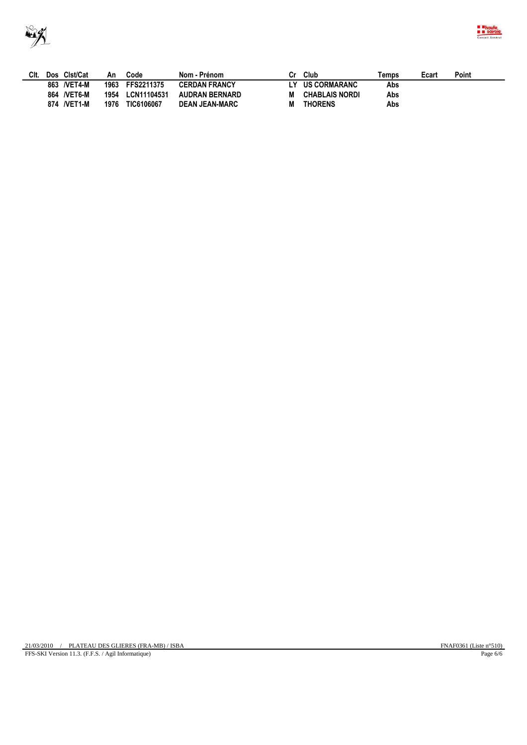| Clt. | Dos | Clst/Cat | An | Code | Nom - Prénom | Cr | Club | Temps | Ecart | Point |
|---|---|---|---|---|---|---|---|---|---|---|
| | 863 | /VET4-M | 1963 | FFS2211375 | CERDAN FRANCY | LY | US CORMARANC | Abs | | |
| | 864 | /VET6-M | 1954 | LCN11104531 | AUDRAN BERNARD | M | CHABLAIS NORDI | Abs | | |
| | 874 | /VET1-M | 1976 | TIC6106067 | DEAN JEAN-MARC | M | THORENS | Abs | | |

21/03/2010 / PLATEAU DES GLIERES (FRA-MB) / ISBA

FNAF0361 (Liste n°510)

FFS-SKI Version 11.3. (F.F.S. / Agil Informatique)